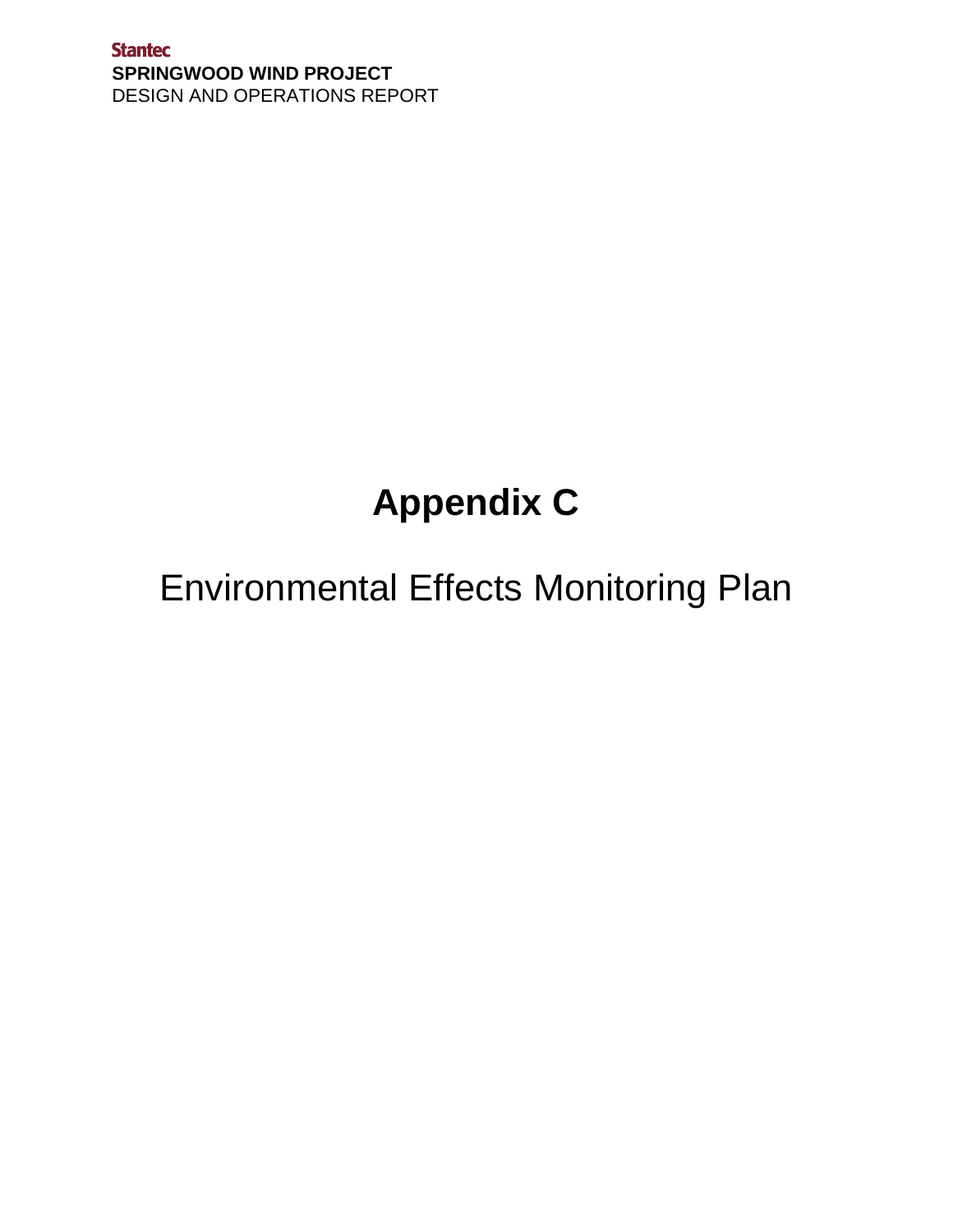# Appendix C

## Environmental Effects Monitoring Plan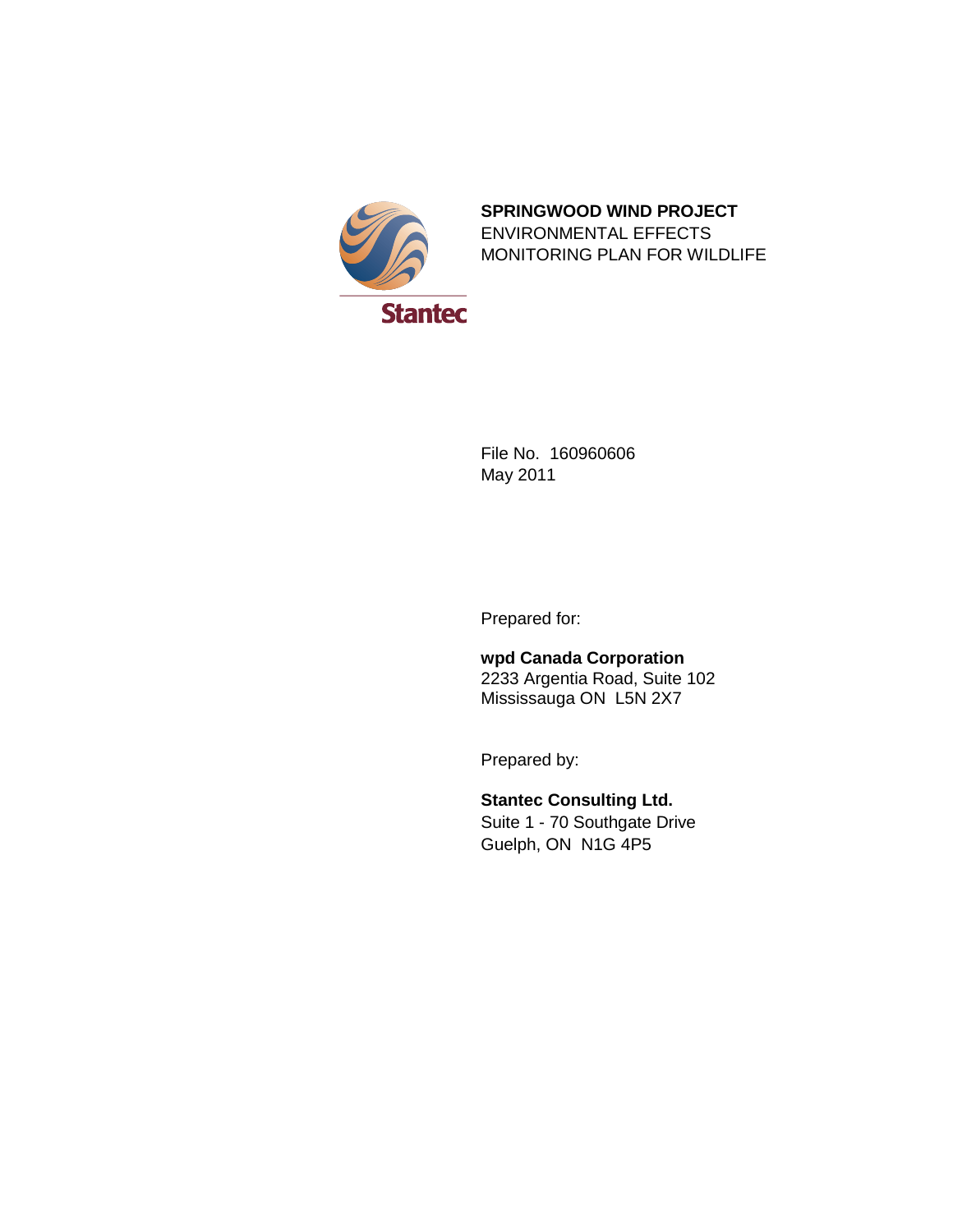Stantec

**SPRINGWOOD WIND PROJECT**
ENVIRONMENTAL EFFECTS
MONITORING PLAN FOR WILDLIFE

File No. 160960606
May 2011

Prepared for:

**wpd Canada Corporation**
2233 Argentia Road, Suite 102
Mississauga ON L5N 2X7

Prepared by:

**Stantec Consulting Ltd.**
Suite 1 - 70 Southgate Drive
Guelph, ON N1G 4P5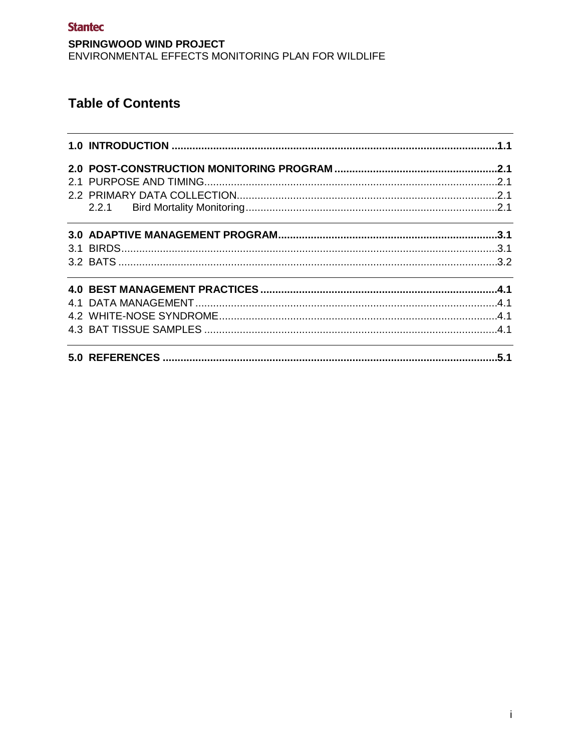# Table of Contents

| | |
|---|---|
| **1.0 INTRODUCTION** | **1.1** |
| **2.0 POST-CONSTRUCTION MONITORING PROGRAM** | **2.1** |
| 2.1 PURPOSE AND TIMING | 2.1 |
| 2.2 PRIMARY DATA COLLECTION | 2.1 |
| 2.2.1 Bird Mortality Monitoring | 2.1 |
| **3.0 ADAPTIVE MANAGEMENT PROGRAM** | **3.1** |
| 3.1 BIRDS | 3.1 |
| 3.2 BATS | 3.2 |
| **4.0 BEST MANAGEMENT PRACTICES** | **4.1** |
| 4.1 DATA MANAGEMENT | 4.1 |
| 4.2 WHITE-NOSE SYNDROME | 4.1 |
| 4.3 BAT TISSUE SAMPLES | 4.1 |
| **5.0 REFERENCES** | **5.1** |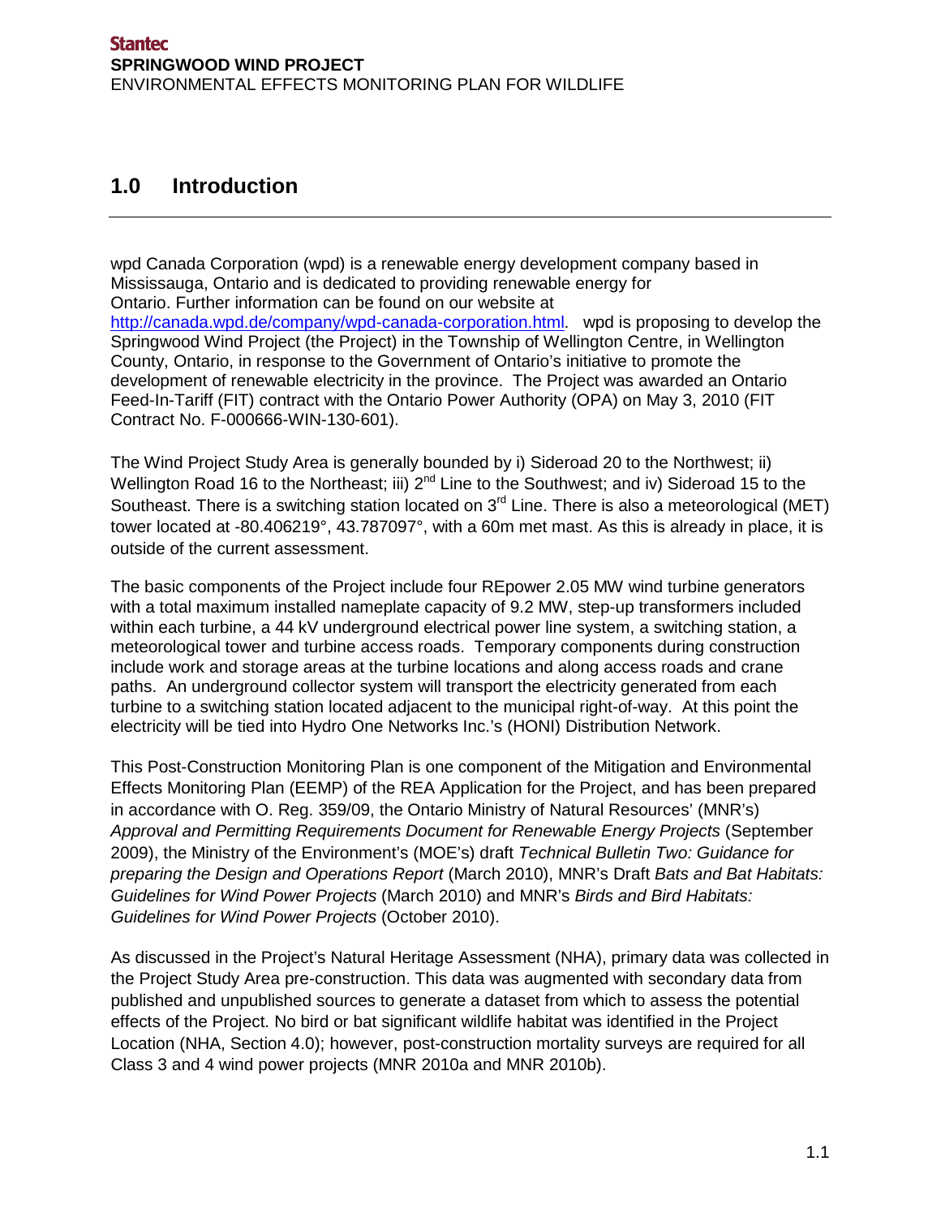# 1.0 Introduction

wpd Canada Corporation (wpd) is a renewable energy development company based in Mississauga, Ontario and is dedicated to providing renewable energy for Ontario. Further information can be found on our website at http://canada.wpd.de/company/wpd-canada-corporation.html. wpd is proposing to develop the Springwood Wind Project (the Project) in the Township of Wellington Centre, in Wellington County, Ontario, in response to the Government of Ontario's initiative to promote the development of renewable electricity in the province. The Project was awarded an Ontario Feed-In-Tariff (FIT) contract with the Ontario Power Authority (OPA) on May 3, 2010 (FIT Contract No. F-000666-WIN-130-601).

The Wind Project Study Area is generally bounded by i) Sideroad 20 to the Northwest; ii) Wellington Road 16 to the Northeast; iii) 2nd Line to the Southwest; and iv) Sideroad 15 to the Southeast. There is a switching station located on 3rd Line. There is also a meteorological (MET) tower located at -80.406219°, 43.787097°, with a 60m met mast. As this is already in place, it is outside of the current assessment.

The basic components of the Project include four REpower 2.05 MW wind turbine generators with a total maximum installed nameplate capacity of 9.2 MW, step-up transformers included within each turbine, a 44 kV underground electrical power line system, a switching station, a meteorological tower and turbine access roads. Temporary components during construction include work and storage areas at the turbine locations and along access roads and crane paths. An underground collector system will transport the electricity generated from each turbine to a switching station located adjacent to the municipal right-of-way. At this point the electricity will be tied into Hydro One Networks Inc.'s (HONI) Distribution Network.

This Post-Construction Monitoring Plan is one component of the Mitigation and Environmental Effects Monitoring Plan (EEMP) of the REA Application for the Project, and has been prepared in accordance with O. Reg. 359/09, the Ontario Ministry of Natural Resources' (MNR's) *Approval and Permitting Requirements Document for Renewable Energy Projects* (September 2009), the Ministry of the Environment's (MOE's) draft *Technical Bulletin Two: Guidance for preparing the Design and Operations Report* (March 2010), MNR's Draft *Bats and Bat Habitats: Guidelines for Wind Power Projects* (March 2010) and MNR's *Birds and Bird Habitats: Guidelines for Wind Power Projects* (October 2010).

As discussed in the Project's Natural Heritage Assessment (NHA), primary data was collected in the Project Study Area pre-construction. This data was augmented with secondary data from published and unpublished sources to generate a dataset from which to assess the potential effects of the Project. No bird or bat significant wildlife habitat was identified in the Project Location (NHA, Section 4.0); however, post-construction mortality surveys are required for all Class 3 and 4 wind power projects (MNR 2010a and MNR 2010b).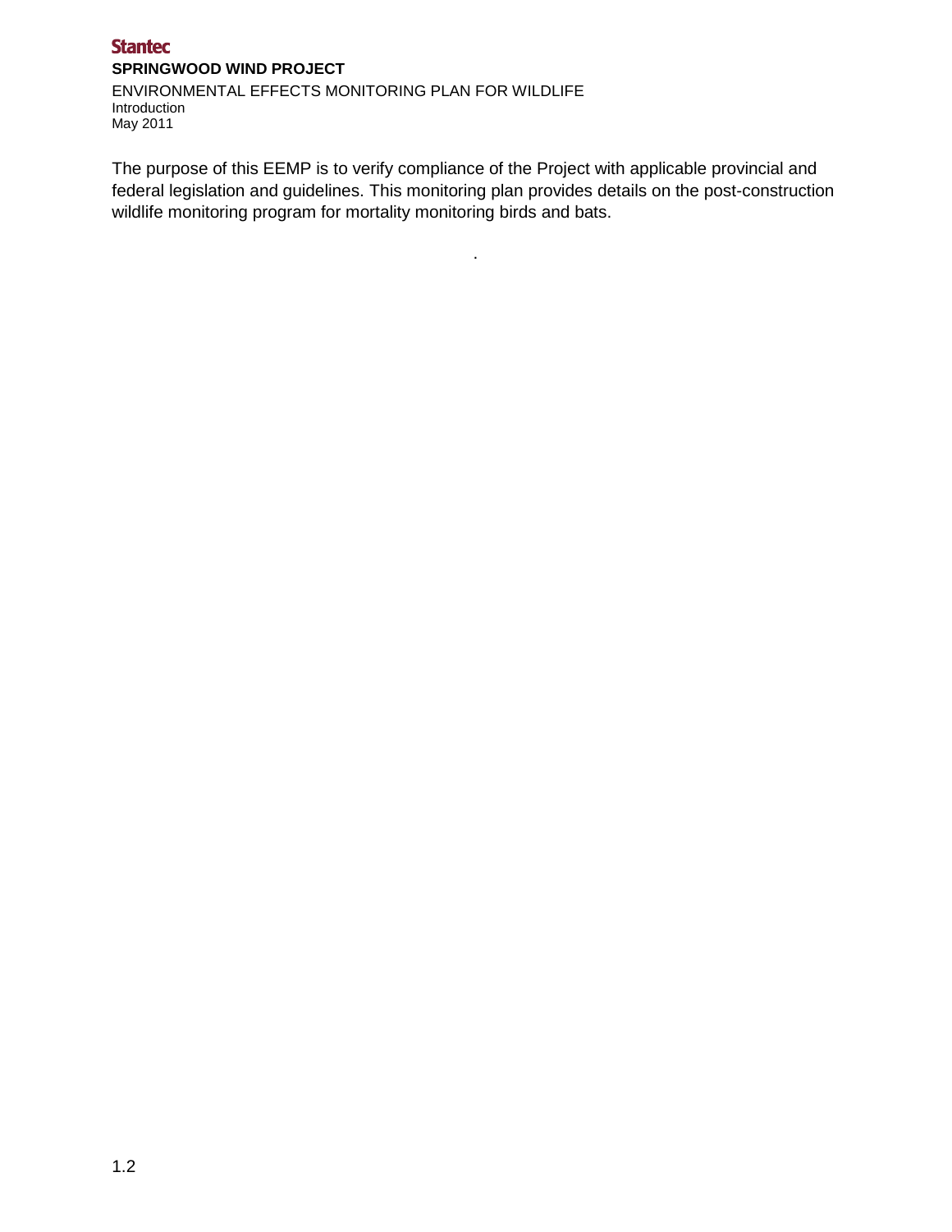The purpose of this EEMP is to verify compliance of the Project with applicable provincial and federal legislation and guidelines. This monitoring plan provides details on the post-construction wildlife monitoring program for mortality monitoring birds and bats.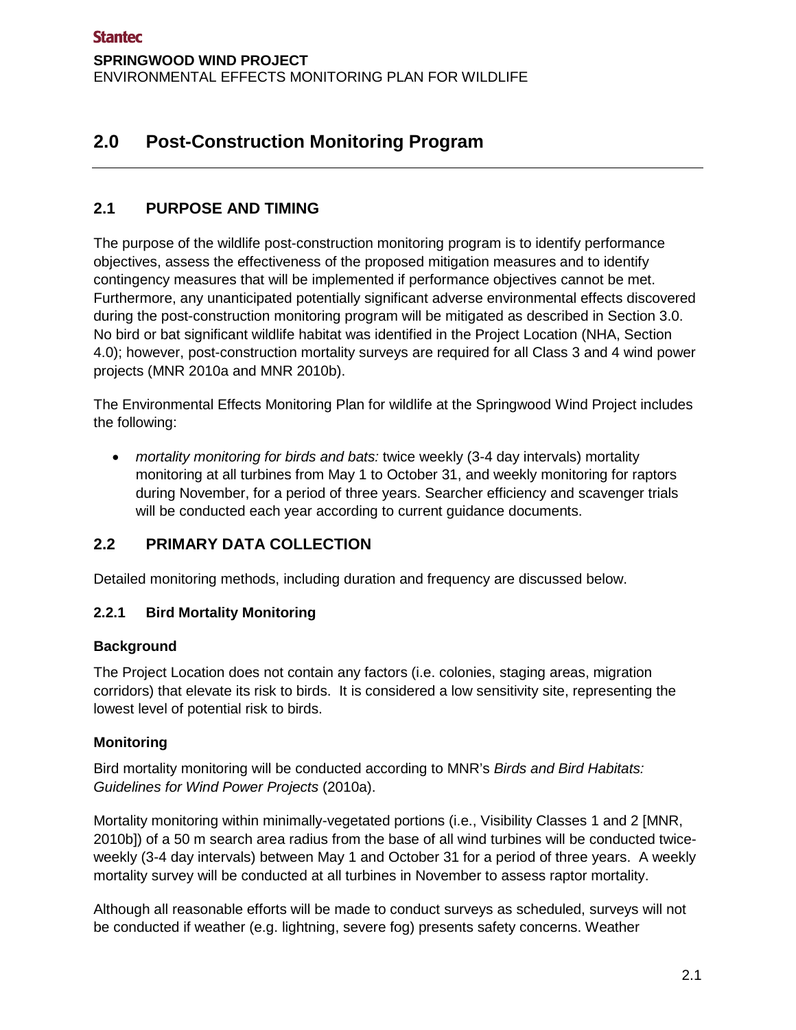# 2.0 Post-Construction Monitoring Program

## 2.1 PURPOSE AND TIMING

The purpose of the wildlife post-construction monitoring program is to identify performance objectives, assess the effectiveness of the proposed mitigation measures and to identify contingency measures that will be implemented if performance objectives cannot be met. Furthermore, any unanticipated potentially significant adverse environmental effects discovered during the post-construction monitoring program will be mitigated as described in Section 3.0. No bird or bat significant wildlife habitat was identified in the Project Location (NHA, Section 4.0); however, post-construction mortality surveys are required for all Class 3 and 4 wind power projects (MNR 2010a and MNR 2010b).

The Environmental Effects Monitoring Plan for wildlife at the Springwood Wind Project includes the following:

- *mortality monitoring for birds and bats:* twice weekly (3-4 day intervals) mortality monitoring at all turbines from May 1 to October 31, and weekly monitoring for raptors during November, for a period of three years. Searcher efficiency and scavenger trials will be conducted each year according to current guidance documents.

## 2.2 PRIMARY DATA COLLECTION

Detailed monitoring methods, including duration and frequency are discussed below.

### 2.2.1 Bird Mortality Monitoring

**Background**

The Project Location does not contain any factors (i.e. colonies, staging areas, migration corridors) that elevate its risk to birds. It is considered a low sensitivity site, representing the lowest level of potential risk to birds.

**Monitoring**

Bird mortality monitoring will be conducted according to MNR's *Birds and Bird Habitats: Guidelines for Wind Power Projects* (2010a).

Mortality monitoring within minimally-vegetated portions (i.e., Visibility Classes 1 and 2 [MNR, 2010b]) of a 50 m search area radius from the base of all wind turbines will be conducted twice-weekly (3-4 day intervals) between May 1 and October 31 for a period of three years. A weekly mortality survey will be conducted at all turbines in November to assess raptor mortality.

Although all reasonable efforts will be made to conduct surveys as scheduled, surveys will not be conducted if weather (e.g. lightning, severe fog) presents safety concerns. Weather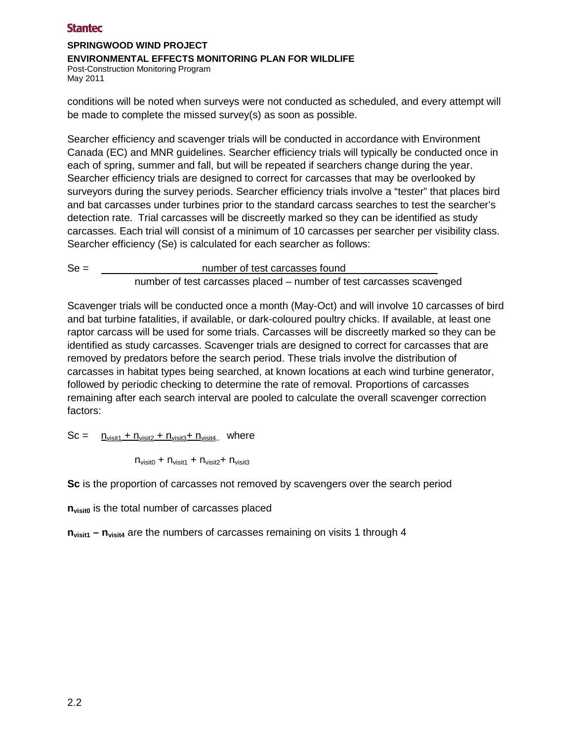conditions will be noted when surveys were not conducted as scheduled, and every attempt will be made to complete the missed survey(s) as soon as possible.

Searcher efficiency and scavenger trials will be conducted in accordance with Environment Canada (EC) and MNR guidelines. Searcher efficiency trials will typically be conducted once in each of spring, summer and fall, but will be repeated if searchers change during the year. Searcher efficiency trials are designed to correct for carcasses that may be overlooked by surveyors during the survey periods. Searcher efficiency trials involve a "tester" that places bird and bat carcasses under turbines prior to the standard carcass searches to test the searcher's detection rate. Trial carcasses will be discreetly marked so they can be identified as study carcasses. Each trial will consist of a minimum of 10 carcasses per searcher per visibility class. Searcher efficiency (Se) is calculated for each searcher as follows:

$$Se = \frac{\text{number of test carcasses found}}{\text{number of test carcasses placed} - \text{number of test carcasses scavenged}}$$

Scavenger trials will be conducted once a month (May-Oct) and will involve 10 carcasses of bird and bat turbine fatalities, if available, or dark-coloured poultry chicks. If available, at least one raptor carcass will be used for some trials. Carcasses will be discreetly marked so they can be identified as study carcasses. Scavenger trials are designed to correct for carcasses that are removed by predators before the search period. These trials involve the distribution of carcasses in habitat types being searched, at known locations at each wind turbine generator, followed by periodic checking to determine the rate of removal. Proportions of carcasses remaining after each search interval are pooled to calculate the overall scavenger correction factors:

$$Sc = \frac{n_{visit1} + n_{visit2} + n_{visit3} + n_{visit4}}{n_{visit0} + n_{visit1} + n_{visit2} + n_{visit3}} \quad \text{where}$$

**Sc** is the proportion of carcasses not removed by scavengers over the search period

$\mathbf{n_{visit0}}$ is the total number of carcasses placed

$\mathbf{n_{visit1} - n_{visit4}}$ are the numbers of carcasses remaining on visits 1 through 4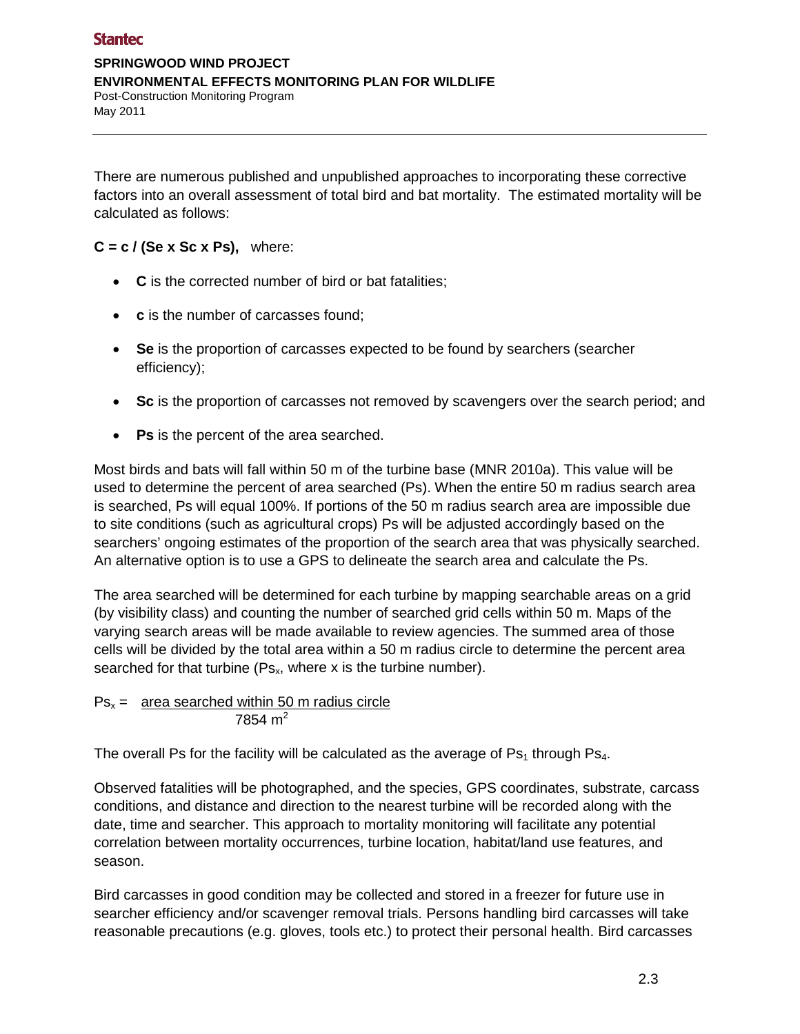There are numerous published and unpublished approaches to incorporating these corrective factors into an overall assessment of total bird and bat mortality. The estimated mortality will be calculated as follows:

**C = c / (Se x Sc x Ps),** where:

- **C** is the corrected number of bird or bat fatalities;
- **c** is the number of carcasses found;
- **Se** is the proportion of carcasses expected to be found by searchers (searcher efficiency);
- **Sc** is the proportion of carcasses not removed by scavengers over the search period; and
- **Ps** is the percent of the area searched.

Most birds and bats will fall within 50 m of the turbine base (MNR 2010a). This value will be used to determine the percent of area searched (Ps). When the entire 50 m radius search area is searched, Ps will equal 100%. If portions of the 50 m radius search area are impossible due to site conditions (such as agricultural crops) Ps will be adjusted accordingly based on the searchers' ongoing estimates of the proportion of the search area that was physically searched. An alternative option is to use a GPS to delineate the search area and calculate the Ps.

The area searched will be determined for each turbine by mapping searchable areas on a grid (by visibility class) and counting the number of searched grid cells within 50 m. Maps of the varying search areas will be made available to review agencies. The summed area of those cells will be divided by the total area within a 50 m radius circle to determine the percent area searched for that turbine ($Ps_x$, where x is the turbine number).

$$Ps_x = \frac{\text{area searched within 50 m radius circle}}{7854 \text{ m}^2}$$

The overall Ps for the facility will be calculated as the average of $Ps_1$ through $Ps_4$.

Observed fatalities will be photographed, and the species, GPS coordinates, substrate, carcass conditions, and distance and direction to the nearest turbine will be recorded along with the date, time and searcher. This approach to mortality monitoring will facilitate any potential correlation between mortality occurrences, turbine location, habitat/land use features, and season.

Bird carcasses in good condition may be collected and stored in a freezer for future use in searcher efficiency and/or scavenger removal trials. Persons handling bird carcasses will take reasonable precautions (e.g. gloves, tools etc.) to protect their personal health. Bird carcasses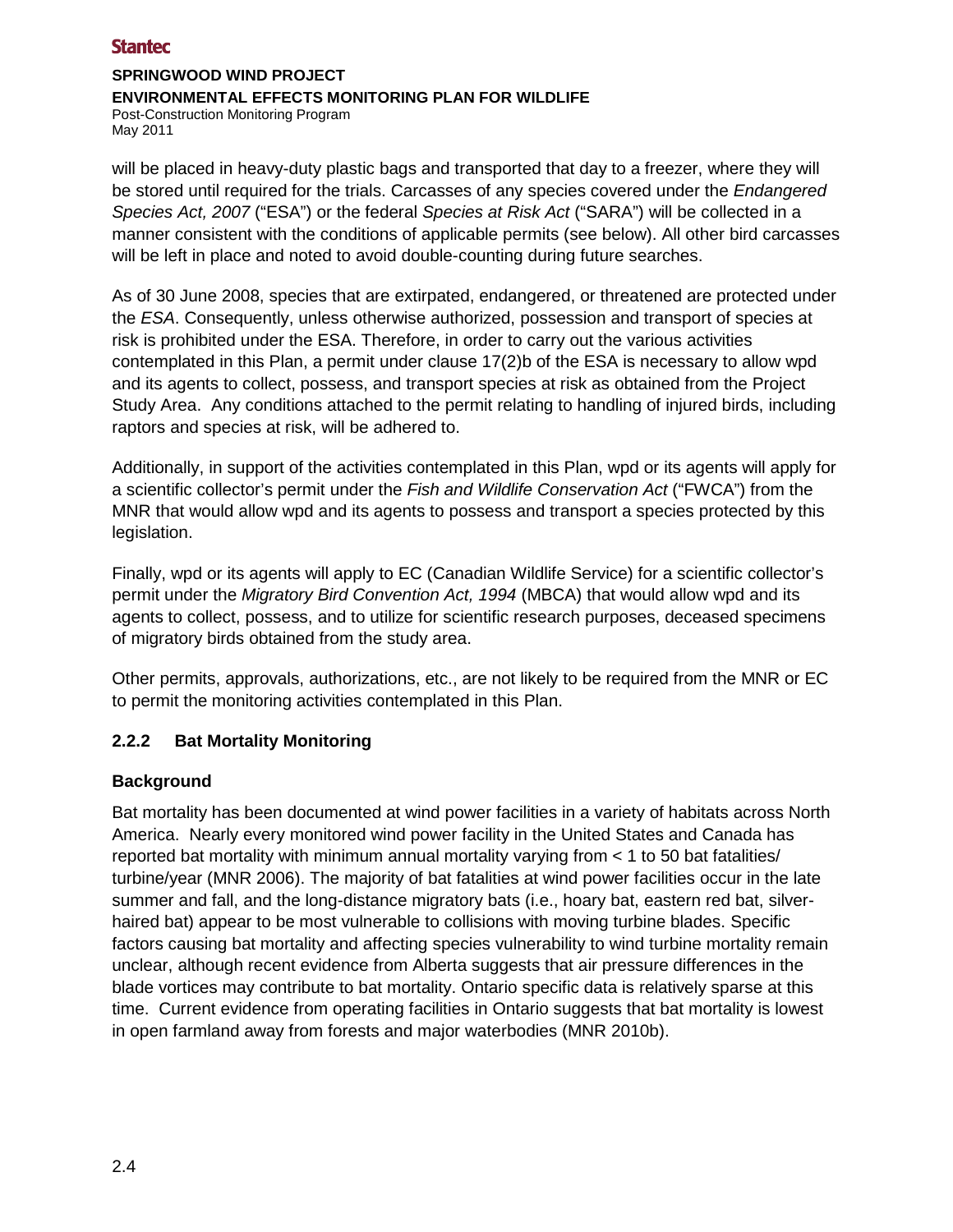will be placed in heavy-duty plastic bags and transported that day to a freezer, where they will be stored until required for the trials. Carcasses of any species covered under the *Endangered Species Act, 2007* ("ESA") or the federal *Species at Risk Act* ("SARA") will be collected in a manner consistent with the conditions of applicable permits (see below). All other bird carcasses will be left in place and noted to avoid double-counting during future searches.

As of 30 June 2008, species that are extirpated, endangered, or threatened are protected under the *ESA*. Consequently, unless otherwise authorized, possession and transport of species at risk is prohibited under the ESA. Therefore, in order to carry out the various activities contemplated in this Plan, a permit under clause 17(2)b of the ESA is necessary to allow wpd and its agents to collect, possess, and transport species at risk as obtained from the Project Study Area. Any conditions attached to the permit relating to handling of injured birds, including raptors and species at risk, will be adhered to.

Additionally, in support of the activities contemplated in this Plan, wpd or its agents will apply for a scientific collector's permit under the *Fish and Wildlife Conservation Act* ("FWCA") from the MNR that would allow wpd and its agents to possess and transport a species protected by this legislation.

Finally, wpd or its agents will apply to EC (Canadian Wildlife Service) for a scientific collector's permit under the *Migratory Bird Convention Act, 1994* (MBCA) that would allow wpd and its agents to collect, possess, and to utilize for scientific research purposes, deceased specimens of migratory birds obtained from the study area.

Other permits, approvals, authorizations, etc., are not likely to be required from the MNR or EC to permit the monitoring activities contemplated in this Plan.

### 2.2.2 Bat Mortality Monitoring

**Background**

Bat mortality has been documented at wind power facilities in a variety of habitats across North America. Nearly every monitored wind power facility in the United States and Canada has reported bat mortality with minimum annual mortality varying from < 1 to 50 bat fatalities/ turbine/year (MNR 2006). The majority of bat fatalities at wind power facilities occur in the late summer and fall, and the long-distance migratory bats (i.e., hoary bat, eastern red bat, silver-haired bat) appear to be most vulnerable to collisions with moving turbine blades. Specific factors causing bat mortality and affecting species vulnerability to wind turbine mortality remain unclear, although recent evidence from Alberta suggests that air pressure differences in the blade vortices may contribute to bat mortality. Ontario specific data is relatively sparse at this time. Current evidence from operating facilities in Ontario suggests that bat mortality is lowest in open farmland away from forests and major waterbodies (MNR 2010b).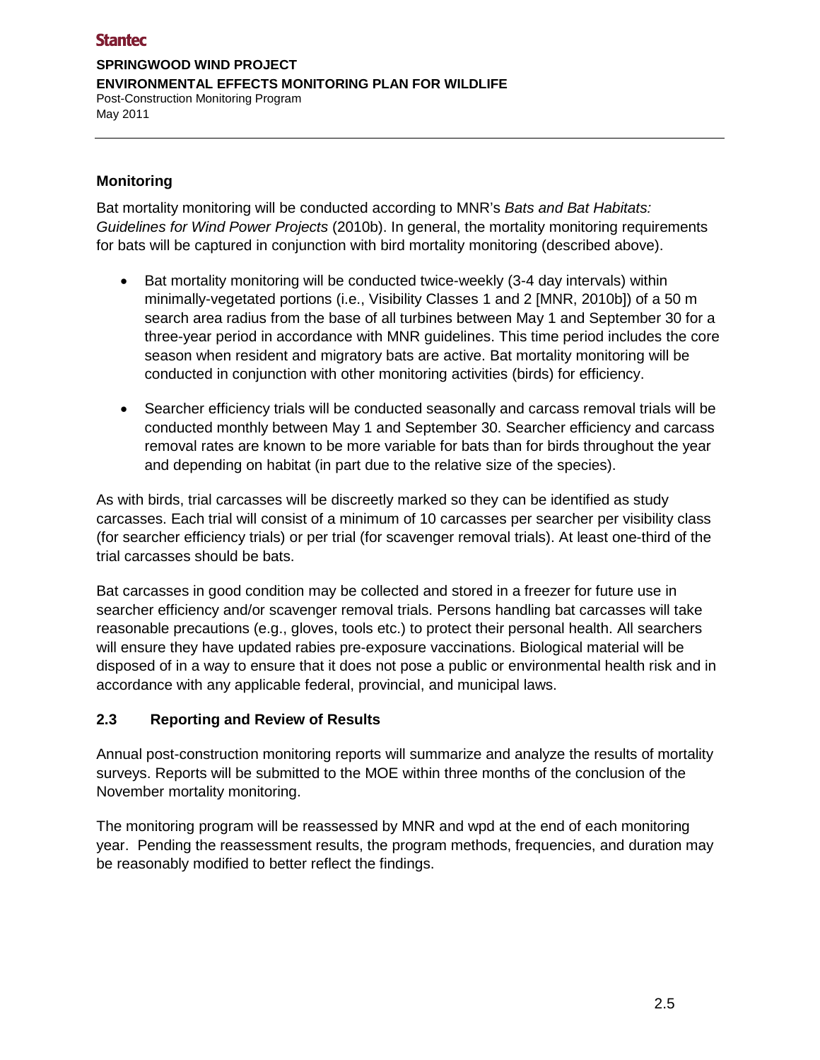**Monitoring**

Bat mortality monitoring will be conducted according to MNR's *Bats and Bat Habitats: Guidelines for Wind Power Projects* (2010b). In general, the mortality monitoring requirements for bats will be captured in conjunction with bird mortality monitoring (described above).

- Bat mortality monitoring will be conducted twice-weekly (3-4 day intervals) within minimally-vegetated portions (i.e., Visibility Classes 1 and 2 [MNR, 2010b]) of a 50 m search area radius from the base of all turbines between May 1 and September 30 for a three-year period in accordance with MNR guidelines. This time period includes the core season when resident and migratory bats are active. Bat mortality monitoring will be conducted in conjunction with other monitoring activities (birds) for efficiency.

- Searcher efficiency trials will be conducted seasonally and carcass removal trials will be conducted monthly between May 1 and September 30. Searcher efficiency and carcass removal rates are known to be more variable for bats than for birds throughout the year and depending on habitat (in part due to the relative size of the species).

As with birds, trial carcasses will be discreetly marked so they can be identified as study carcasses. Each trial will consist of a minimum of 10 carcasses per searcher per visibility class (for searcher efficiency trials) or per trial (for scavenger removal trials). At least one-third of the trial carcasses should be bats.

Bat carcasses in good condition may be collected and stored in a freezer for future use in searcher efficiency and/or scavenger removal trials. Persons handling bat carcasses will take reasonable precautions (e.g., gloves, tools etc.) to protect their personal health. All searchers will ensure they have updated rabies pre-exposure vaccinations. Biological material will be disposed of in a way to ensure that it does not pose a public or environmental health risk and in accordance with any applicable federal, provincial, and municipal laws.

## 2.3 Reporting and Review of Results

Annual post-construction monitoring reports will summarize and analyze the results of mortality surveys. Reports will be submitted to the MOE within three months of the conclusion of the November mortality monitoring.

The monitoring program will be reassessed by MNR and wpd at the end of each monitoring year. Pending the reassessment results, the program methods, frequencies, and duration may be reasonably modified to better reflect the findings.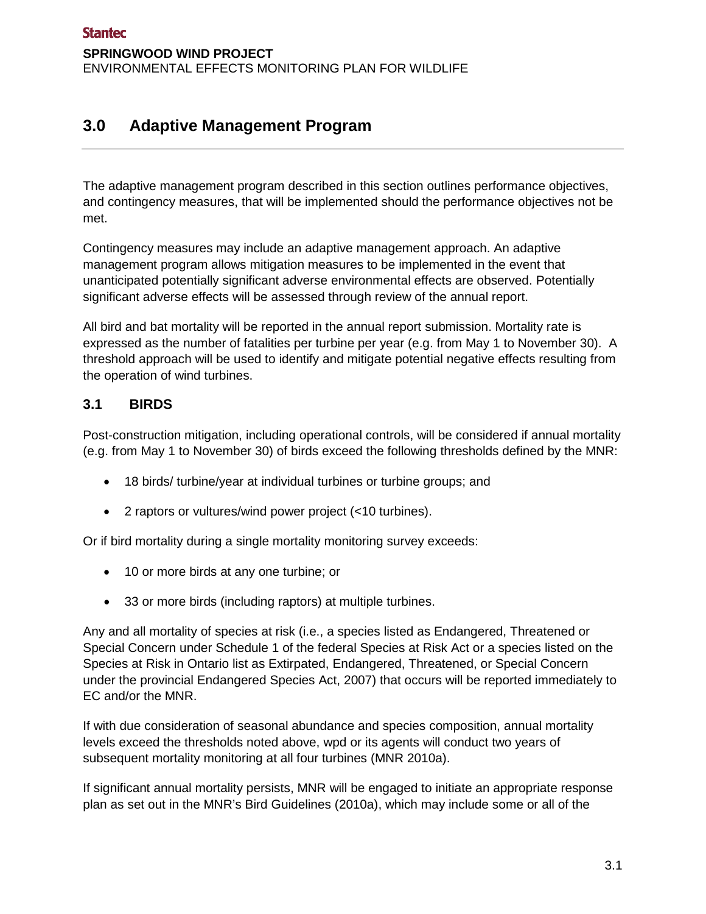## 3.0 Adaptive Management Program

The adaptive management program described in this section outlines performance objectives, and contingency measures, that will be implemented should the performance objectives not be met.

Contingency measures may include an adaptive management approach. An adaptive management program allows mitigation measures to be implemented in the event that unanticipated potentially significant adverse environmental effects are observed. Potentially significant adverse effects will be assessed through review of the annual report.

All bird and bat mortality will be reported in the annual report submission. Mortality rate is expressed as the number of fatalities per turbine per year (e.g. from May 1 to November 30). A threshold approach will be used to identify and mitigate potential negative effects resulting from the operation of wind turbines.

### 3.1 BIRDS

Post-construction mitigation, including operational controls, will be considered if annual mortality (e.g. from May 1 to November 30) of birds exceed the following thresholds defined by the MNR:

- 18 birds/ turbine/year at individual turbines or turbine groups; and
- 2 raptors or vultures/wind power project (<10 turbines).

Or if bird mortality during a single mortality monitoring survey exceeds:

- 10 or more birds at any one turbine; or
- 33 or more birds (including raptors) at multiple turbines.

Any and all mortality of species at risk (i.e., a species listed as Endangered, Threatened or Special Concern under Schedule 1 of the federal Species at Risk Act or a species listed on the Species at Risk in Ontario list as Extirpated, Endangered, Threatened, or Special Concern under the provincial Endangered Species Act, 2007) that occurs will be reported immediately to EC and/or the MNR.

If with due consideration of seasonal abundance and species composition, annual mortality levels exceed the thresholds noted above, wpd or its agents will conduct two years of subsequent mortality monitoring at all four turbines (MNR 2010a).

If significant annual mortality persists, MNR will be engaged to initiate an appropriate response plan as set out in the MNR's Bird Guidelines (2010a), which may include some or all of the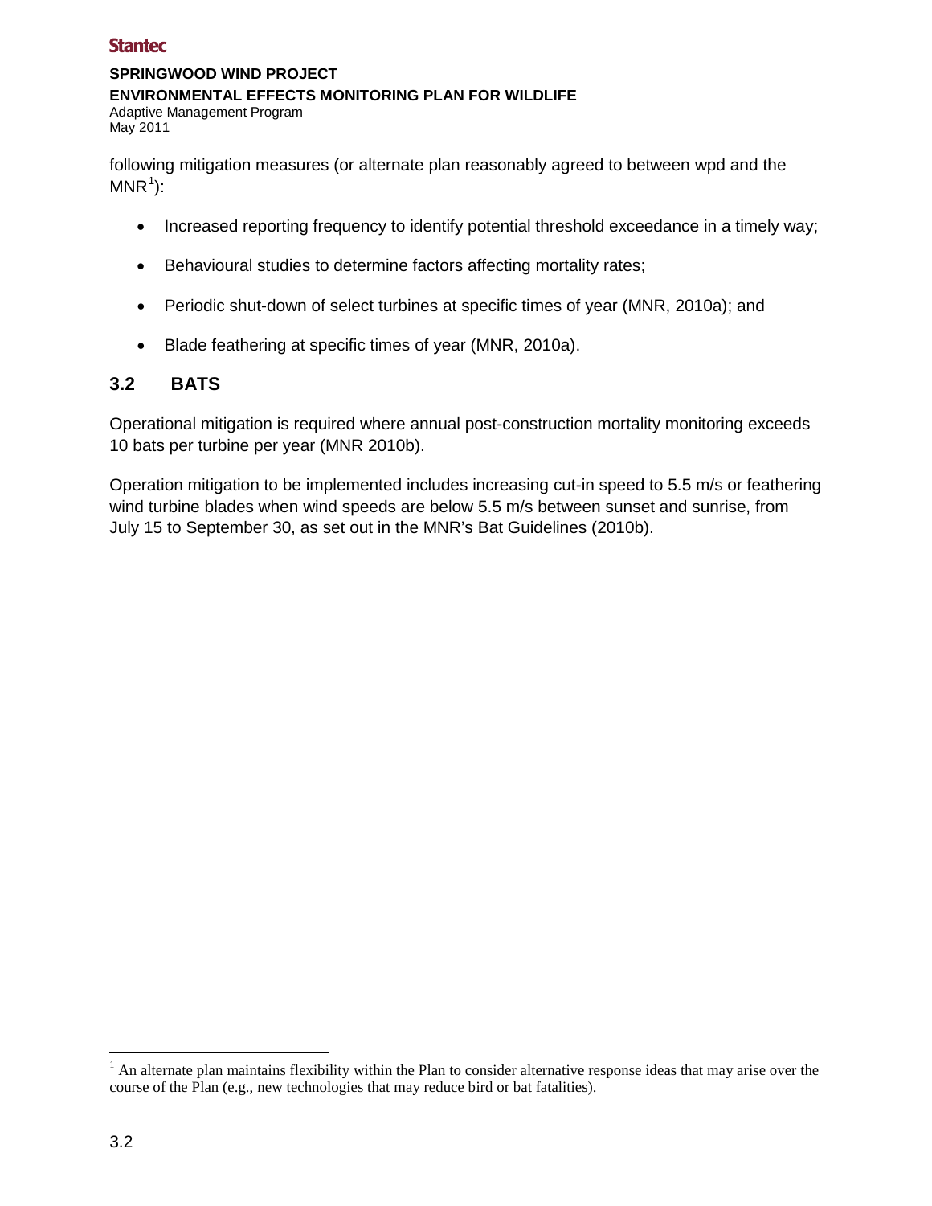following mitigation measures (or alternate plan reasonably agreed to between wpd and the MNR[1]):

- Increased reporting frequency to identify potential threshold exceedance in a timely way;
- Behavioural studies to determine factors affecting mortality rates;
- Periodic shut-down of select turbines at specific times of year (MNR, 2010a); and
- Blade feathering at specific times of year (MNR, 2010a).

## 3.2 BATS

Operational mitigation is required where annual post-construction mortality monitoring exceeds 10 bats per turbine per year (MNR 2010b).

Operation mitigation to be implemented includes increasing cut-in speed to 5.5 m/s or feathering wind turbine blades when wind speeds are below 5.5 m/s between sunset and sunrise, from July 15 to September 30, as set out in the MNR's Bat Guidelines (2010b).

---

[1] An alternate plan maintains flexibility within the Plan to consider alternative response ideas that may arise over the course of the Plan (e.g., new technologies that may reduce bird or bat fatalities).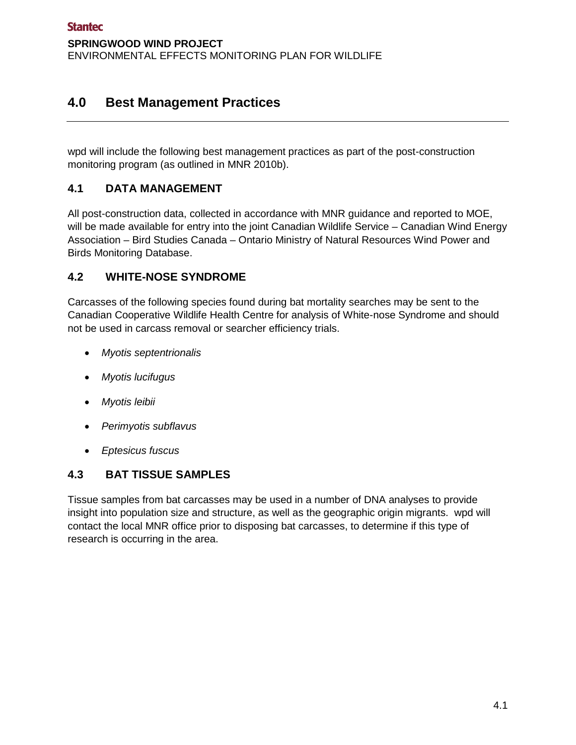# 4.0 Best Management Practices

wpd will include the following best management practices as part of the post-construction monitoring program (as outlined in MNR 2010b).

## 4.1 DATA MANAGEMENT

All post-construction data, collected in accordance with MNR guidance and reported to MOE, will be made available for entry into the joint Canadian Wildlife Service – Canadian Wind Energy Association – Bird Studies Canada – Ontario Ministry of Natural Resources Wind Power and Birds Monitoring Database.

## 4.2 WHITE-NOSE SYNDROME

Carcasses of the following species found during bat mortality searches may be sent to the Canadian Cooperative Wildlife Health Centre for analysis of White-nose Syndrome and should not be used in carcass removal or searcher efficiency trials.

- *Myotis septentrionalis*
- *Myotis lucifugus*
- *Myotis leibii*
- *Perimyotis subflavus*
- *Eptesicus fuscus*

## 4.3 BAT TISSUE SAMPLES

Tissue samples from bat carcasses may be used in a number of DNA analyses to provide insight into population size and structure, as well as the geographic origin migrants. wpd will contact the local MNR office prior to disposing bat carcasses, to determine if this type of research is occurring in the area.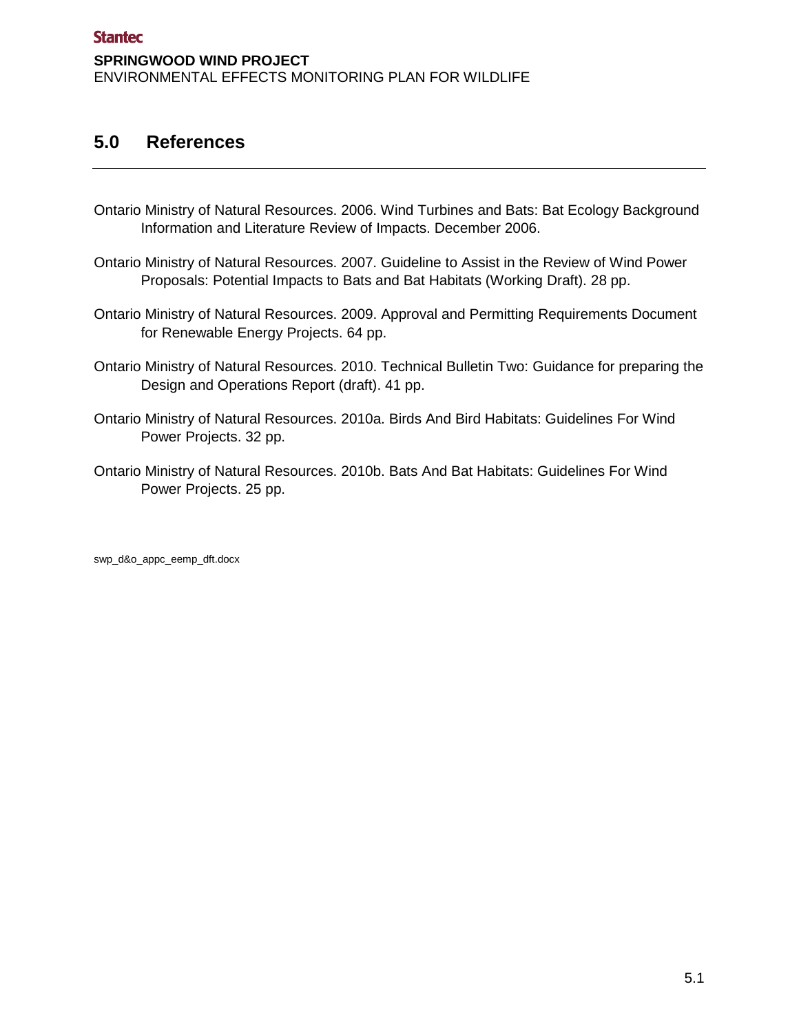## 5.0 References

Ontario Ministry of Natural Resources. 2006. Wind Turbines and Bats: Bat Ecology Background Information and Literature Review of Impacts. December 2006.

Ontario Ministry of Natural Resources. 2007. Guideline to Assist in the Review of Wind Power Proposals: Potential Impacts to Bats and Bat Habitats (Working Draft). 28 pp.

Ontario Ministry of Natural Resources. 2009. Approval and Permitting Requirements Document for Renewable Energy Projects. 64 pp.

Ontario Ministry of Natural Resources. 2010. Technical Bulletin Two: Guidance for preparing the Design and Operations Report (draft). 41 pp.

Ontario Ministry of Natural Resources. 2010a. Birds And Bird Habitats: Guidelines For Wind Power Projects. 32 pp.

Ontario Ministry of Natural Resources. 2010b. Bats And Bat Habitats: Guidelines For Wind Power Projects. 25 pp.

swp_d&o_appc_eemp_dft.docx